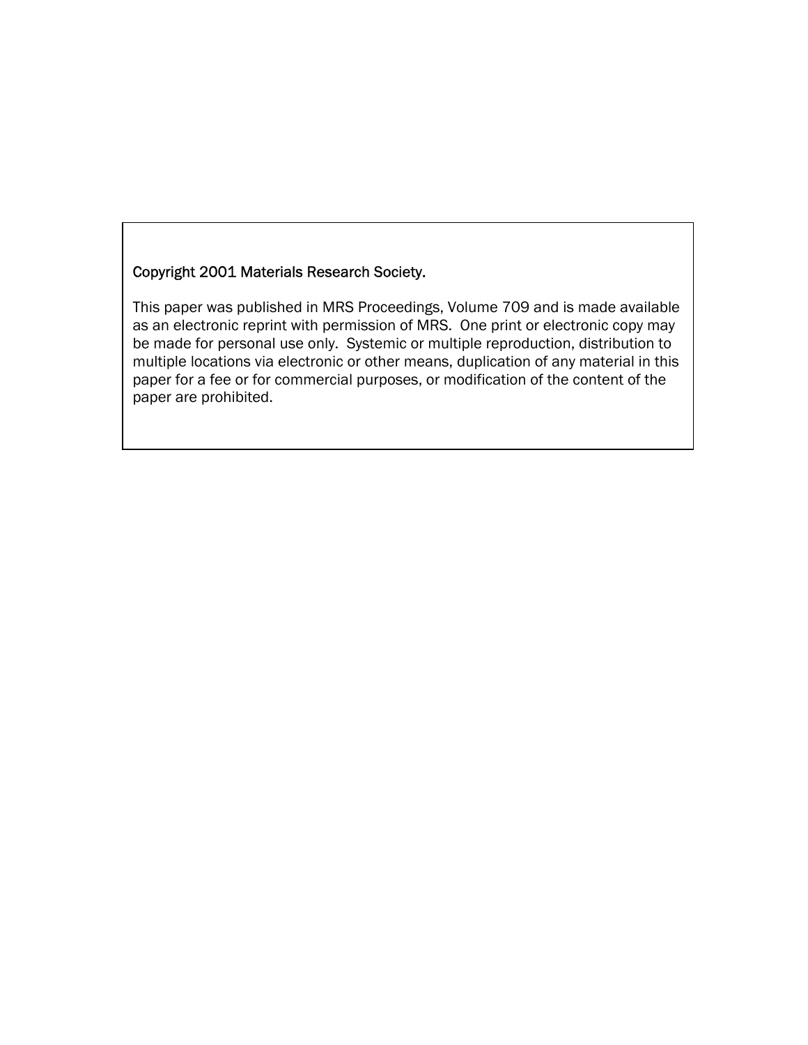Copyright 2001 Materials Research Society.

This paper was published in MRS Proceedings, Volume 709 and is made available as an electronic reprint with permission of MRS. One print or electronic copy may be made for personal use only. Systemic or multiple reproduction, distribution to multiple locations via electronic or other means, duplication of any material in this paper for a fee or for commercial purposes, or modification of the content of the paper are prohibited.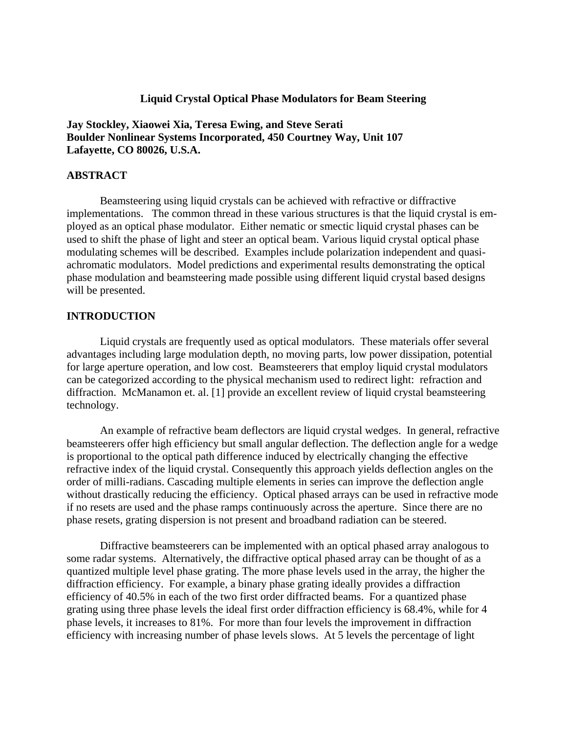**Liquid Crystal Optical Phase Modulators for Beam Steering**

**Jay Stockley, Xiaowei Xia, Teresa Ewing, and Steve Serati**
**Boulder Nonlinear Systems Incorporated, 450 Courtney Way, Unit 107**
**Lafayette, CO 80026, U.S.A.**

## ABSTRACT

Beamsteering using liquid crystals can be achieved with refractive or diffractive implementations. The common thread in these various structures is that the liquid crystal is employed as an optical phase modulator. Either nematic or smectic liquid crystal phases can be used to shift the phase of light and steer an optical beam. Various liquid crystal optical phase modulating schemes will be described. Examples include polarization independent and quasi-achromatic modulators. Model predictions and experimental results demonstrating the optical phase modulation and beamsteering made possible using different liquid crystal based designs will be presented.

## INTRODUCTION

Liquid crystals are frequently used as optical modulators. These materials offer several advantages including large modulation depth, no moving parts, low power dissipation, potential for large aperture operation, and low cost. Beamsteerers that employ liquid crystal modulators can be categorized according to the physical mechanism used to redirect light: refraction and diffraction. McManamon et. al. [1] provide an excellent review of liquid crystal beamsteering technology.

An example of refractive beam deflectors are liquid crystal wedges. In general, refractive beamsteerers offer high efficiency but small angular deflection. The deflection angle for a wedge is proportional to the optical path difference induced by electrically changing the effective refractive index of the liquid crystal. Consequently this approach yields deflection angles on the order of milli-radians. Cascading multiple elements in series can improve the deflection angle without drastically reducing the efficiency. Optical phased arrays can be used in refractive mode if no resets are used and the phase ramps continuously across the aperture. Since there are no phase resets, grating dispersion is not present and broadband radiation can be steered.

Diffractive beamsteerers can be implemented with an optical phased array analogous to some radar systems. Alternatively, the diffractive optical phased array can be thought of as a quantized multiple level phase grating. The more phase levels used in the array, the higher the diffraction efficiency. For example, a binary phase grating ideally provides a diffraction efficiency of 40.5% in each of the two first order diffracted beams. For a quantized phase grating using three phase levels the ideal first order diffraction efficiency is 68.4%, while for 4 phase levels, it increases to 81%. For more than four levels the improvement in diffraction efficiency with increasing number of phase levels slows. At 5 levels the percentage of light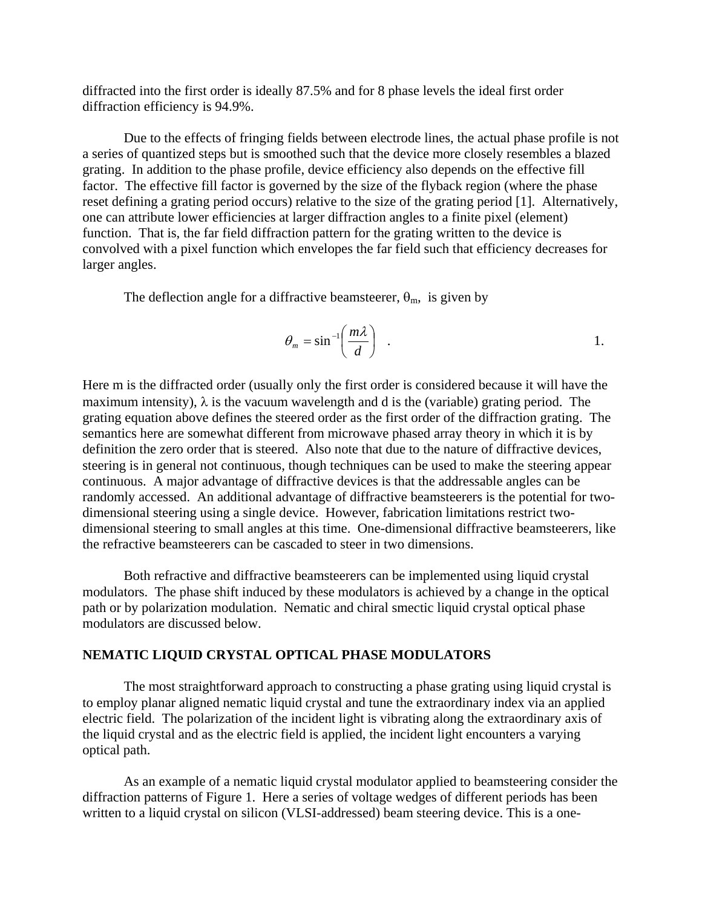diffracted into the first order is ideally 87.5% and for 8 phase levels the ideal first order diffraction efficiency is 94.9%.

Due to the effects of fringing fields between electrode lines, the actual phase profile is not a series of quantized steps but is smoothed such that the device more closely resembles a blazed grating. In addition to the phase profile, device efficiency also depends on the effective fill factor. The effective fill factor is governed by the size of the flyback region (where the phase reset defining a grating period occurs) relative to the size of the grating period [1]. Alternatively, one can attribute lower efficiencies at larger diffraction angles to a finite pixel (element) function. That is, the far field diffraction pattern for the grating written to the device is convolved with a pixel function which envelopes the far field such that efficiency decreases for larger angles.

The deflection angle for a diffractive beamsteerer, $\theta_m$, is given by

$$\theta_m = \sin^{-1}\left(\frac{m\lambda}{d}\right) \quad . \qquad\qquad 1.$$

Here m is the diffracted order (usually only the first order is considered because it will have the maximum intensity), $\lambda$ is the vacuum wavelength and d is the (variable) grating period. The grating equation above defines the steered order as the first order of the diffraction grating. The semantics here are somewhat different from microwave phased array theory in which it is by definition the zero order that is steered. Also note that due to the nature of diffractive devices, steering is in general not continuous, though techniques can be used to make the steering appear continuous. A major advantage of diffractive devices is that the addressable angles can be randomly accessed. An additional advantage of diffractive beamsteerers is the potential for two-dimensional steering using a single device. However, fabrication limitations restrict two-dimensional steering to small angles at this time. One-dimensional diffractive beamsteerers, like the refractive beamsteerers can be cascaded to steer in two dimensions.

Both refractive and diffractive beamsteerers can be implemented using liquid crystal modulators. The phase shift induced by these modulators is achieved by a change in the optical path or by polarization modulation. Nematic and chiral smectic liquid crystal optical phase modulators are discussed below.

## NEMATIC LIQUID CRYSTAL OPTICAL PHASE MODULATORS

The most straightforward approach to constructing a phase grating using liquid crystal is to employ planar aligned nematic liquid crystal and tune the extraordinary index via an applied electric field. The polarization of the incident light is vibrating along the extraordinary axis of the liquid crystal and as the electric field is applied, the incident light encounters a varying optical path.

As an example of a nematic liquid crystal modulator applied to beamsteering consider the diffraction patterns of Figure 1. Here a series of voltage wedges of different periods has been written to a liquid crystal on silicon (VLSI-addressed) beam steering device. This is a one-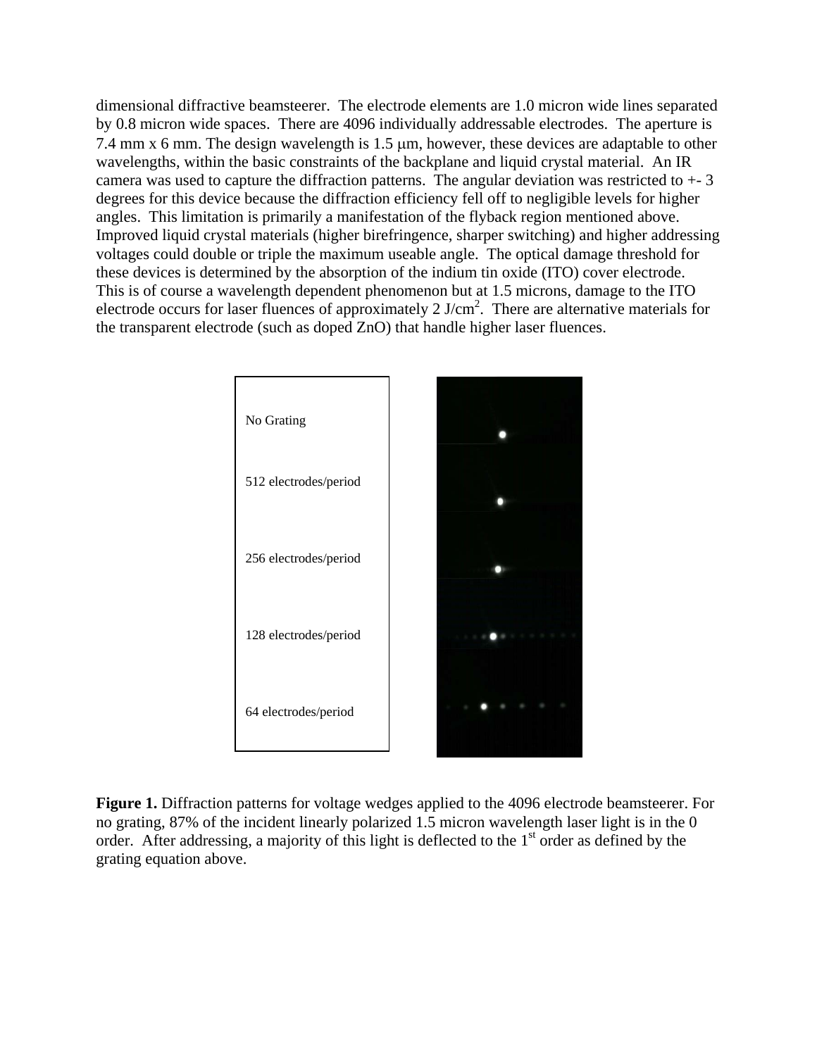dimensional diffractive beamsteerer. The electrode elements are 1.0 micron wide lines separated by 0.8 micron wide spaces. There are 4096 individually addressable electrodes. The aperture is 7.4 mm x 6 mm. The design wavelength is 1.5 μm, however, these devices are adaptable to other wavelengths, within the basic constraints of the backplane and liquid crystal material. An IR camera was used to capture the diffraction patterns. The angular deviation was restricted to +- 3 degrees for this device because the diffraction efficiency fell off to negligible levels for higher angles. This limitation is primarily a manifestation of the flyback region mentioned above. Improved liquid crystal materials (higher birefringence, sharper switching) and higher addressing voltages could double or triple the maximum useable angle. The optical damage threshold for these devices is determined by the absorption of the indium tin oxide (ITO) cover electrode. This is of course a wavelength dependent phenomenon but at 1.5 microns, damage to the ITO electrode occurs for laser fluences of approximately 2 $J/cm^2$. There are alternative materials for the transparent electrode (such as doped ZnO) that handle higher laser fluences.

| |
|---|
| No Grating |
| 512 electrodes/period |
| 256 electrodes/period |
| 128 electrodes/period |
| 64 electrodes/period |

**Figure 1.** Diffraction patterns for voltage wedges applied to the 4096 electrode beamsteerer. For no grating, 87% of the incident linearly polarized 1.5 micron wavelength laser light is in the 0 order. After addressing, a majority of this light is deflected to the 1$^{st}$ order as defined by the grating equation above.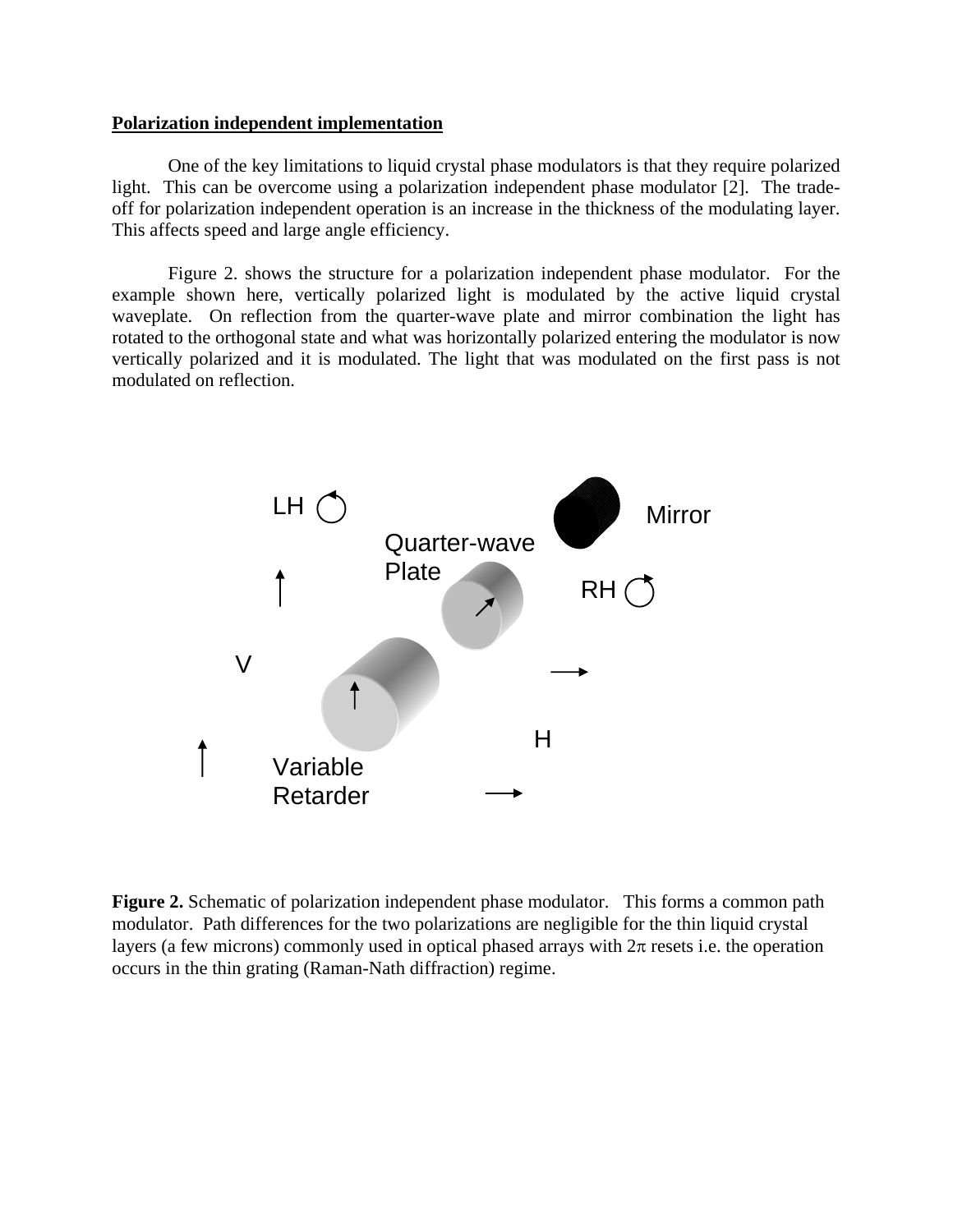**Polarization independent implementation**

One of the key limitations to liquid crystal phase modulators is that they require polarized light. This can be overcome using a polarization independent phase modulator [2]. The trade-off for polarization independent operation is an increase in the thickness of the modulating layer. This affects speed and large angle efficiency.

Figure 2. shows the structure for a polarization independent phase modulator. For the example shown here, vertically polarized light is modulated by the active liquid crystal waveplate. On reflection from the quarter-wave plate and mirror combination the light has rotated to the orthogonal state and what was horizontally polarized entering the modulator is now vertically polarized and it is modulated. The light that was modulated on the first pass is not modulated on reflection.

**Figure 2.** Schematic of polarization independent phase modulator. This forms a common path modulator. Path differences for the two polarizations are negligible for the thin liquid crystal layers (a few microns) commonly used in optical phased arrays with $2\pi$ resets i.e. the operation occurs in the thin grating (Raman-Nath diffraction) regime.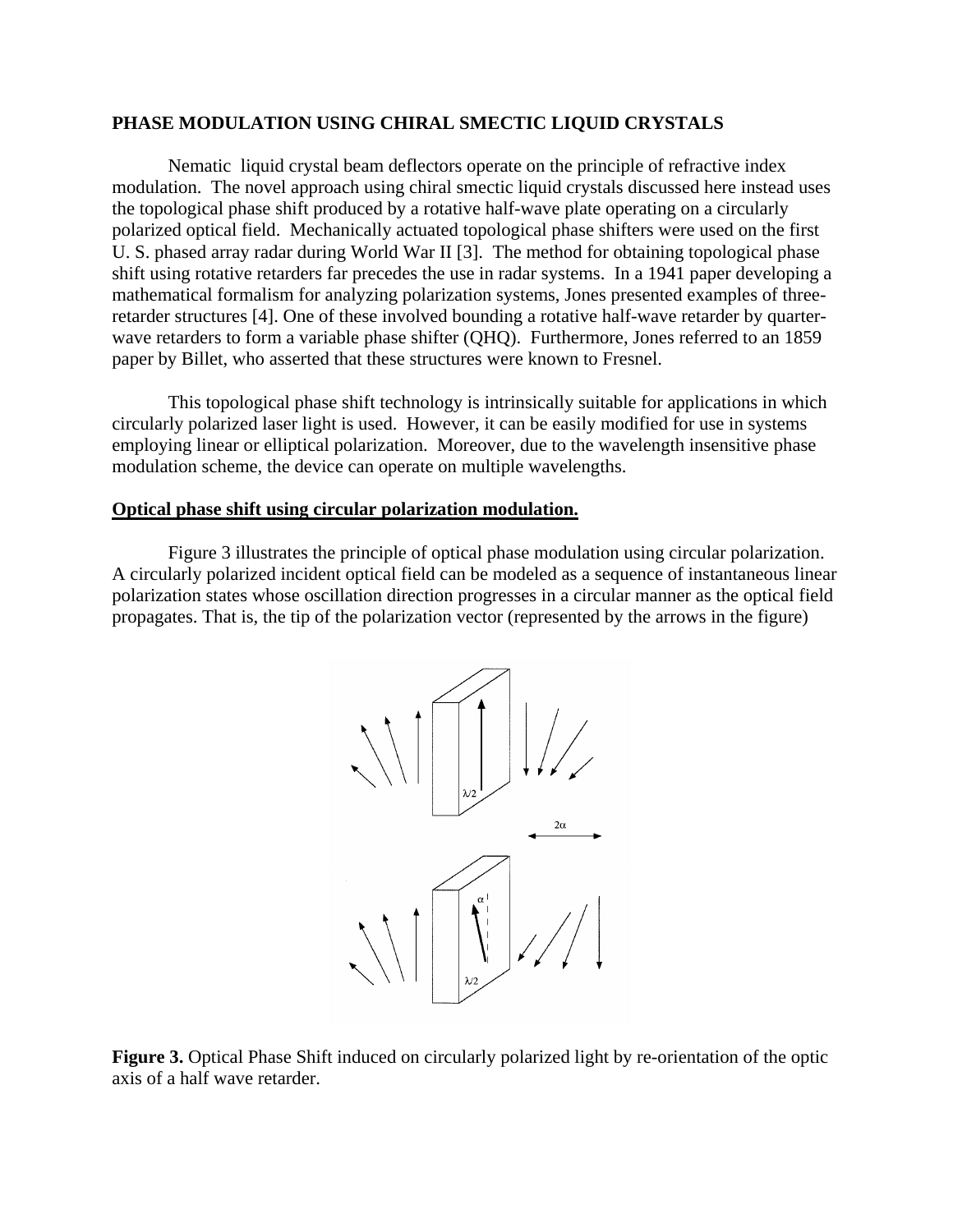## PHASE MODULATION USING CHIRAL SMECTIC LIQUID CRYSTALS

Nematic liquid crystal beam deflectors operate on the principle of refractive index modulation. The novel approach using chiral smectic liquid crystals discussed here instead uses the topological phase shift produced by a rotative half-wave plate operating on a circularly polarized optical field. Mechanically actuated topological phase shifters were used on the first U. S. phased array radar during World War II [3]. The method for obtaining topological phase shift using rotative retarders far precedes the use in radar systems. In a 1941 paper developing a mathematical formalism for analyzing polarization systems, Jones presented examples of three-retarder structures [4]. One of these involved bounding a rotative half-wave retarder by quarter-wave retarders to form a variable phase shifter (QHQ). Furthermore, Jones referred to an 1859 paper by Billet, who asserted that these structures were known to Fresnel.

This topological phase shift technology is intrinsically suitable for applications in which circularly polarized laser light is used. However, it can be easily modified for use in systems employing linear or elliptical polarization. Moreover, due to the wavelength insensitive phase modulation scheme, the device can operate on multiple wavelengths.

### Optical phase shift using circular polarization modulation.

Figure 3 illustrates the principle of optical phase modulation using circular polarization. A circularly polarized incident optical field can be modeled as a sequence of instantaneous linear polarization states whose oscillation direction progresses in a circular manner as the optical field propagates. That is, the tip of the polarization vector (represented by the arrows in the figure)

**Figure 3.** Optical Phase Shift induced on circularly polarized light by re-orientation of the optic axis of a half wave retarder.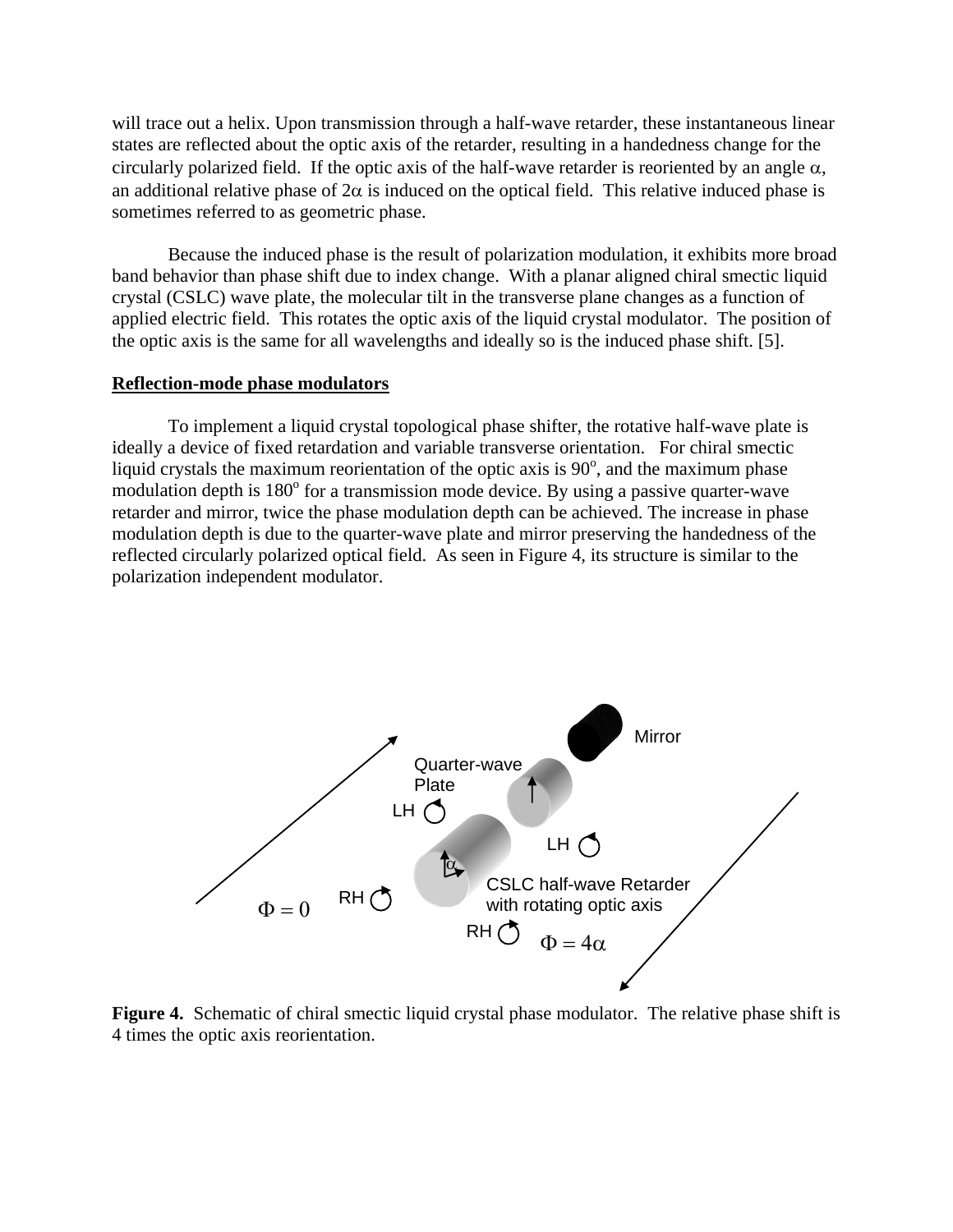will trace out a helix. Upon transmission through a half-wave retarder, these instantaneous linear states are reflected about the optic axis of the retarder, resulting in a handedness change for the circularly polarized field. If the optic axis of the half-wave retarder is reoriented by an angle $\alpha$, an additional relative phase of $2\alpha$ is induced on the optical field. This relative induced phase is sometimes referred to as geometric phase.

Because the induced phase is the result of polarization modulation, it exhibits more broad band behavior than phase shift due to index change. With a planar aligned chiral smectic liquid crystal (CSLC) wave plate, the molecular tilt in the transverse plane changes as a function of applied electric field. This rotates the optic axis of the liquid crystal modulator. The position of the optic axis is the same for all wavelengths and ideally so is the induced phase shift. [5].

**Reflection-mode phase modulators**

To implement a liquid crystal topological phase shifter, the rotative half-wave plate is ideally a device of fixed retardation and variable transverse orientation. For chiral smectic liquid crystals the maximum reorientation of the optic axis is $90^o$, and the maximum phase modulation depth is $180^o$ for a transmission mode device. By using a passive quarter-wave retarder and mirror, twice the phase modulation depth can be achieved. The increase in phase modulation depth is due to the quarter-wave plate and mirror preserving the handedness of the reflected circularly polarized optical field. As seen in Figure 4, its structure is similar to the polarization independent modulator.

**Figure 4.** Schematic of chiral smectic liquid crystal phase modulator. The relative phase shift is 4 times the optic axis reorientation.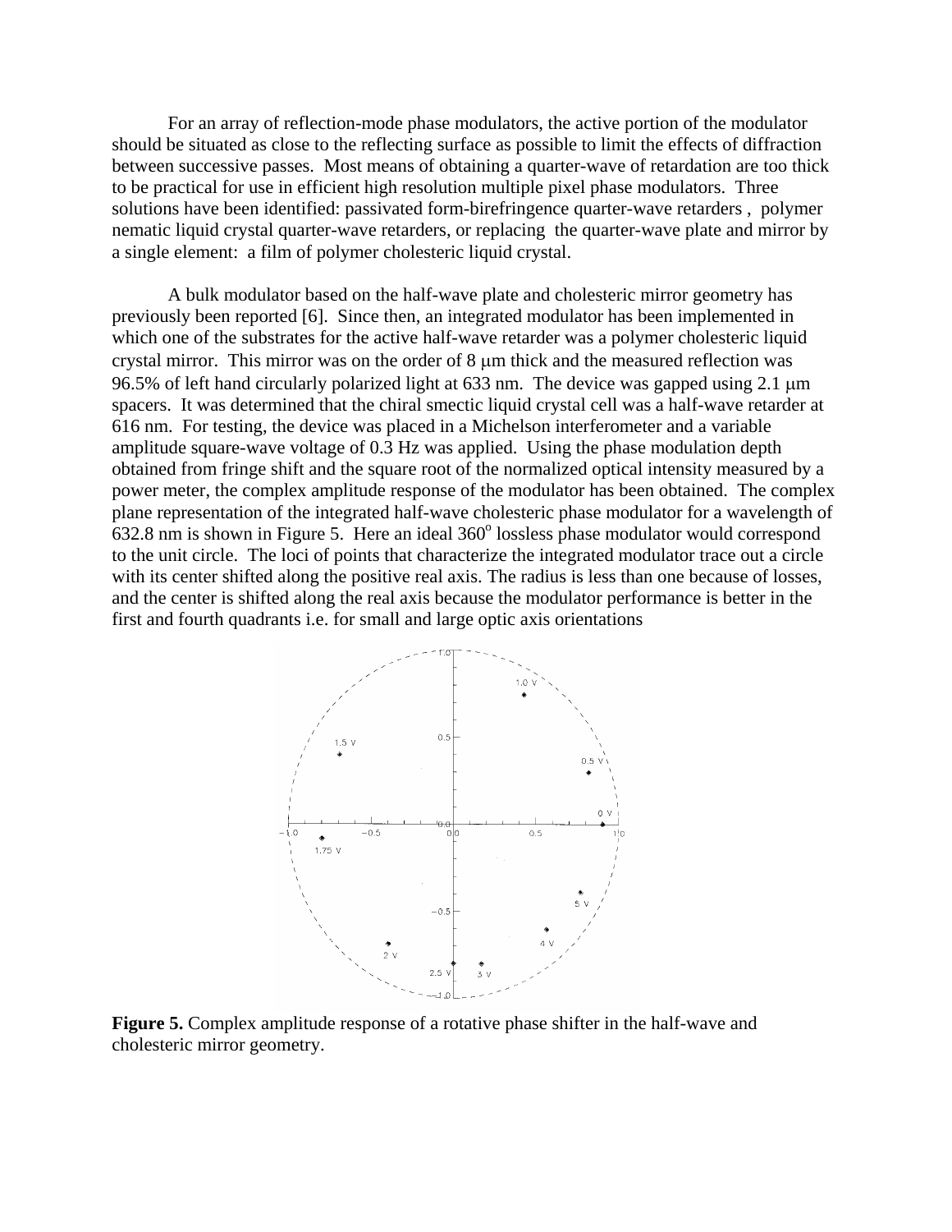For an array of reflection-mode phase modulators, the active portion of the modulator should be situated as close to the reflecting surface as possible to limit the effects of diffraction between successive passes. Most means of obtaining a quarter-wave of retardation are too thick to be practical for use in efficient high resolution multiple pixel phase modulators. Three solutions have been identified: passivated form-birefringence quarter-wave retarders , polymer nematic liquid crystal quarter-wave retarders, or replacing the quarter-wave plate and mirror by a single element: a film of polymer cholesteric liquid crystal.

A bulk modulator based on the half-wave plate and cholesteric mirror geometry has previously been reported [6]. Since then, an integrated modulator has been implemented in which one of the substrates for the active half-wave retarder was a polymer cholesteric liquid crystal mirror. This mirror was on the order of 8 μm thick and the measured reflection was 96.5% of left hand circularly polarized light at 633 nm. The device was gapped using 2.1 μm spacers. It was determined that the chiral smectic liquid crystal cell was a half-wave retarder at 616 nm. For testing, the device was placed in a Michelson interferometer and a variable amplitude square-wave voltage of 0.3 Hz was applied. Using the phase modulation depth obtained from fringe shift and the square root of the normalized optical intensity measured by a power meter, the complex amplitude response of the modulator has been obtained. The complex plane representation of the integrated half-wave cholesteric phase modulator for a wavelength of 632.8 nm is shown in Figure 5. Here an ideal $360^o$ lossless phase modulator would correspond to the unit circle. The loci of points that characterize the integrated modulator trace out a circle with its center shifted along the positive real axis. The radius is less than one because of losses, and the center is shifted along the real axis because the modulator performance is better in the first and fourth quadrants i.e. for small and large optic axis orientations

**Figure 5.** Complex amplitude response of a rotative phase shifter in the half-wave and cholesteric mirror geometry.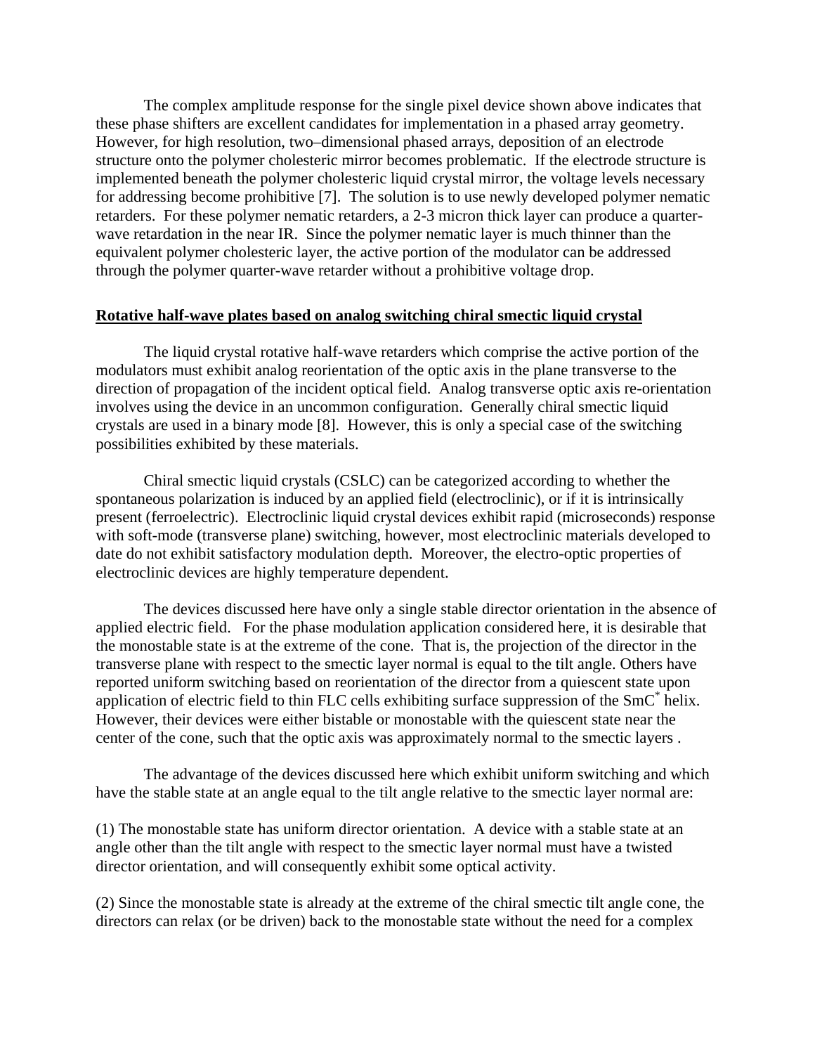The complex amplitude response for the single pixel device shown above indicates that these phase shifters are excellent candidates for implementation in a phased array geometry. However, for high resolution, two–dimensional phased arrays, deposition of an electrode structure onto the polymer cholesteric mirror becomes problematic. If the electrode structure is implemented beneath the polymer cholesteric liquid crystal mirror, the voltage levels necessary for addressing become prohibitive [7]. The solution is to use newly developed polymer nematic retarders. For these polymer nematic retarders, a 2-3 micron thick layer can produce a quarter-wave retardation in the near IR. Since the polymer nematic layer is much thinner than the equivalent polymer cholesteric layer, the active portion of the modulator can be addressed through the polymer quarter-wave retarder without a prohibitive voltage drop.

## Rotative half-wave plates based on analog switching chiral smectic liquid crystal

The liquid crystal rotative half-wave retarders which comprise the active portion of the modulators must exhibit analog reorientation of the optic axis in the plane transverse to the direction of propagation of the incident optical field. Analog transverse optic axis re-orientation involves using the device in an uncommon configuration. Generally chiral smectic liquid crystals are used in a binary mode [8]. However, this is only a special case of the switching possibilities exhibited by these materials.

Chiral smectic liquid crystals (CSLC) can be categorized according to whether the spontaneous polarization is induced by an applied field (electroclinic), or if it is intrinsically present (ferroelectric). Electroclinic liquid crystal devices exhibit rapid (microseconds) response with soft-mode (transverse plane) switching, however, most electroclinic materials developed to date do not exhibit satisfactory modulation depth. Moreover, the electro-optic properties of electroclinic devices are highly temperature dependent.

The devices discussed here have only a single stable director orientation in the absence of applied electric field. For the phase modulation application considered here, it is desirable that the monostable state is at the extreme of the cone. That is, the projection of the director in the transverse plane with respect to the smectic layer normal is equal to the tilt angle. Others have reported uniform switching based on reorientation of the director from a quiescent state upon application of electric field to thin FLC cells exhibiting surface suppression of the $SmC^*$ helix. However, their devices were either bistable or monostable with the quiescent state near the center of the cone, such that the optic axis was approximately normal to the smectic layers .

The advantage of the devices discussed here which exhibit uniform switching and which have the stable state at an angle equal to the tilt angle relative to the smectic layer normal are:

(1) The monostable state has uniform director orientation. A device with a stable state at an angle other than the tilt angle with respect to the smectic layer normal must have a twisted director orientation, and will consequently exhibit some optical activity.

(2) Since the monostable state is already at the extreme of the chiral smectic tilt angle cone, the directors can relax (or be driven) back to the monostable state without the need for a complex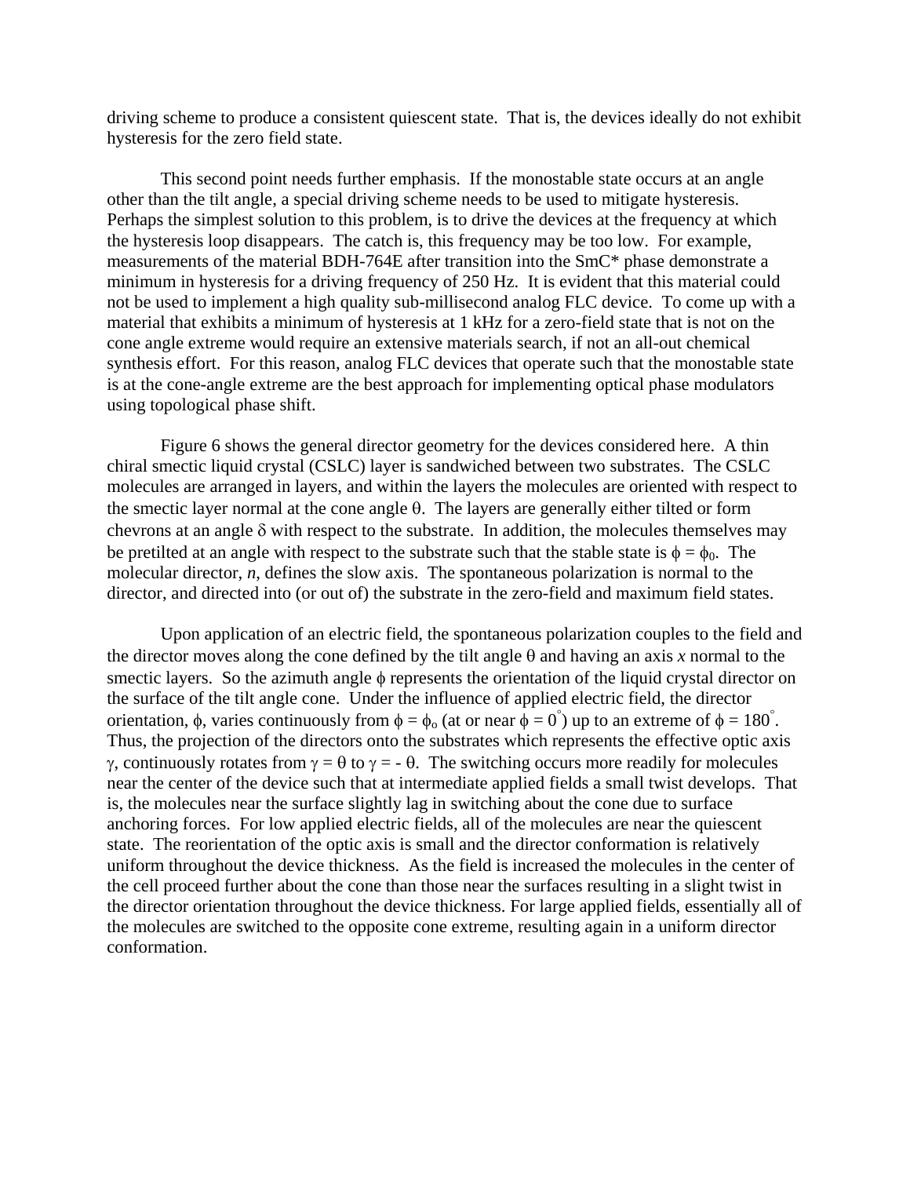driving scheme to produce a consistent quiescent state. That is, the devices ideally do not exhibit hysteresis for the zero field state.

This second point needs further emphasis. If the monostable state occurs at an angle other than the tilt angle, a special driving scheme needs to be used to mitigate hysteresis. Perhaps the simplest solution to this problem, is to drive the devices at the frequency at which the hysteresis loop disappears. The catch is, this frequency may be too low. For example, measurements of the material BDH-764E after transition into the SmC* phase demonstrate a minimum in hysteresis for a driving frequency of 250 Hz. It is evident that this material could not be used to implement a high quality sub-millisecond analog FLC device. To come up with a material that exhibits a minimum of hysteresis at 1 kHz for a zero-field state that is not on the cone angle extreme would require an extensive materials search, if not an all-out chemical synthesis effort. For this reason, analog FLC devices that operate such that the monostable state is at the cone-angle extreme are the best approach for implementing optical phase modulators using topological phase shift.

Figure 6 shows the general director geometry for the devices considered here. A thin chiral smectic liquid crystal (CSLC) layer is sandwiched between two substrates. The CSLC molecules are arranged in layers, and within the layers the molecules are oriented with respect to the smectic layer normal at the cone angle $\theta$. The layers are generally either tilted or form chevrons at an angle $\delta$ with respect to the substrate. In addition, the molecules themselves may be pretilted at an angle with respect to the substrate such that the stable state is $\phi = \phi_0$. The molecular director, *n*, defines the slow axis. The spontaneous polarization is normal to the director, and directed into (or out of) the substrate in the zero-field and maximum field states.

Upon application of an electric field, the spontaneous polarization couples to the field and the director moves along the cone defined by the tilt angle $\theta$ and having an axis *x* normal to the smectic layers. So the azimuth angle $\phi$ represents the orientation of the liquid crystal director on the surface of the tilt angle cone. Under the influence of applied electric field, the director orientation, $\phi$, varies continuously from $\phi = \phi_o$ (at or near $\phi = 0^\circ$) up to an extreme of $\phi = 180^\circ$. Thus, the projection of the directors onto the substrates which represents the effective optic axis $\gamma$, continuously rotates from $\gamma = \theta$ to $\gamma = -\theta$. The switching occurs more readily for molecules near the center of the device such that at intermediate applied fields a small twist develops. That is, the molecules near the surface slightly lag in switching about the cone due to surface anchoring forces. For low applied electric fields, all of the molecules are near the quiescent state. The reorientation of the optic axis is small and the director conformation is relatively uniform throughout the device thickness. As the field is increased the molecules in the center of the cell proceed further about the cone than those near the surfaces resulting in a slight twist in the director orientation throughout the device thickness. For large applied fields, essentially all of the molecules are switched to the opposite cone extreme, resulting again in a uniform director conformation.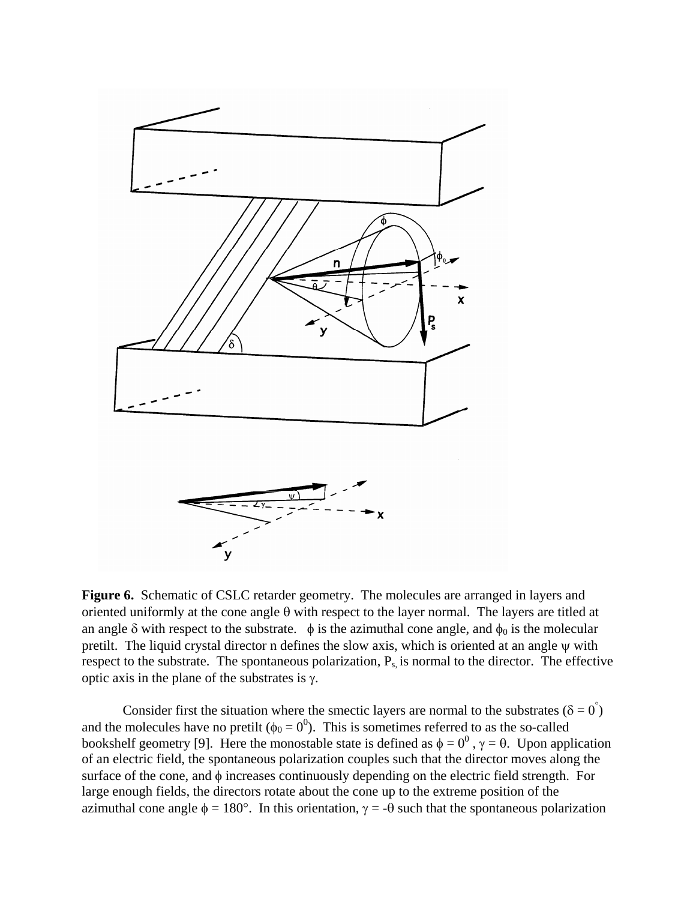**Figure 6.** Schematic of CSLC retarder geometry. The molecules are arranged in layers and oriented uniformly at the cone angle $\theta$ with respect to the layer normal. The layers are titled at an angle $\delta$ with respect to the substrate. $\phi$ is the azimuthal cone angle, and $\phi_0$ is the molecular pretilt. The liquid crystal director n defines the slow axis, which is oriented at an angle $\psi$ with respect to the substrate. The spontaneous polarization, $P_s$, is normal to the director. The effective optic axis in the plane of the substrates is $\gamma$.

Consider first the situation where the smectic layers are normal to the substrates ($\delta = 0^{\circ}$) and the molecules have no pretilt ($\phi_0 = 0^0$). This is sometimes referred to as the so-called bookshelf geometry [9]. Here the monostable state is defined as $\phi = 0^0$, $\gamma = \theta$. Upon application of an electric field, the spontaneous polarization couples such that the director moves along the surface of the cone, and $\phi$ increases continuously depending on the electric field strength. For large enough fields, the directors rotate about the cone up to the extreme position of the azimuthal cone angle $\phi = 180°$. In this orientation, $\gamma = -\theta$ such that the spontaneous polarization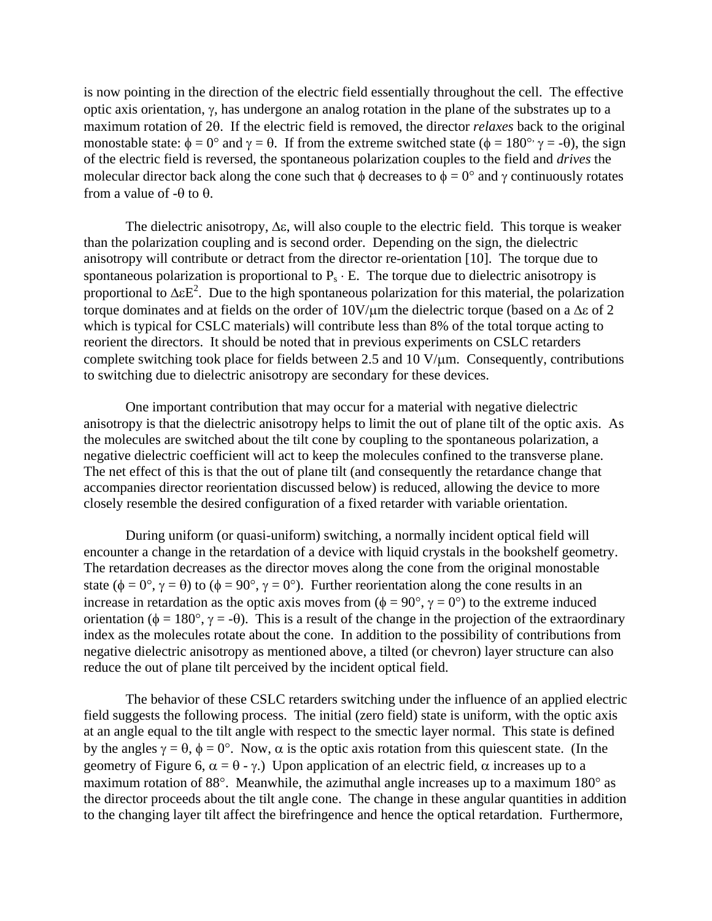is now pointing in the direction of the electric field essentially throughout the cell. The effective optic axis orientation, $\gamma$, has undergone an analog rotation in the plane of the substrates up to a maximum rotation of $2\theta$. If the electric field is removed, the director *relaxes* back to the original monostable state: $\phi = 0°$ and $\gamma = \theta$. If from the extreme switched state ($\phi = 180°$, $\gamma = -\theta$), the sign of the electric field is reversed, the spontaneous polarization couples to the field and *drives* the molecular director back along the cone such that $\phi$ decreases to $\phi = 0°$ and $\gamma$ continuously rotates from a value of $-\theta$ to $\theta$.

The dielectric anisotropy, $\Delta\varepsilon$, will also couple to the electric field. This torque is weaker than the polarization coupling and is second order. Depending on the sign, the dielectric anisotropy will contribute or detract from the director re-orientation [10]. The torque due to spontaneous polarization is proportional to $P_s \cdot E$. The torque due to dielectric anisotropy is proportional to $\Delta\varepsilon E^2$. Due to the high spontaneous polarization for this material, the polarization torque dominates and at fields on the order of 10V/$\mu$m the dielectric torque (based on a $\Delta\varepsilon$ of 2 which is typical for CSLC materials) will contribute less than 8% of the total torque acting to reorient the directors. It should be noted that in previous experiments on CSLC retarders complete switching took place for fields between 2.5 and 10 V/$\mu$m. Consequently, contributions to switching due to dielectric anisotropy are secondary for these devices.

One important contribution that may occur for a material with negative dielectric anisotropy is that the dielectric anisotropy helps to limit the out of plane tilt of the optic axis. As the molecules are switched about the tilt cone by coupling to the spontaneous polarization, a negative dielectric coefficient will act to keep the molecules confined to the transverse plane. The net effect of this is that the out of plane tilt (and consequently the retardance change that accompanies director reorientation discussed below) is reduced, allowing the device to more closely resemble the desired configuration of a fixed retarder with variable orientation.

During uniform (or quasi-uniform) switching, a normally incident optical field will encounter a change in the retardation of a device with liquid crystals in the bookshelf geometry. The retardation decreases as the director moves along the cone from the original monostable state ($\phi = 0°$, $\gamma = \theta$) to ($\phi = 90°$, $\gamma = 0°$). Further reorientation along the cone results in an increase in retardation as the optic axis moves from ($\phi = 90°$, $\gamma = 0°$) to the extreme induced orientation ($\phi = 180°$, $\gamma = -\theta$). This is a result of the change in the projection of the extraordinary index as the molecules rotate about the cone. In addition to the possibility of contributions from negative dielectric anisotropy as mentioned above, a tilted (or chevron) layer structure can also reduce the out of plane tilt perceived by the incident optical field.

The behavior of these CSLC retarders switching under the influence of an applied electric field suggests the following process. The initial (zero field) state is uniform, with the optic axis at an angle equal to the tilt angle with respect to the smectic layer normal. This state is defined by the angles $\gamma = \theta$, $\phi = 0°$. Now, $\alpha$ is the optic axis rotation from this quiescent state. (In the geometry of Figure 6, $\alpha = \theta - \gamma$.) Upon application of an electric field, $\alpha$ increases up to a maximum rotation of 88°. Meanwhile, the azimuthal angle increases up to a maximum 180° as the director proceeds about the tilt angle cone. The change in these angular quantities in addition to the changing layer tilt affect the birefringence and hence the optical retardation. Furthermore,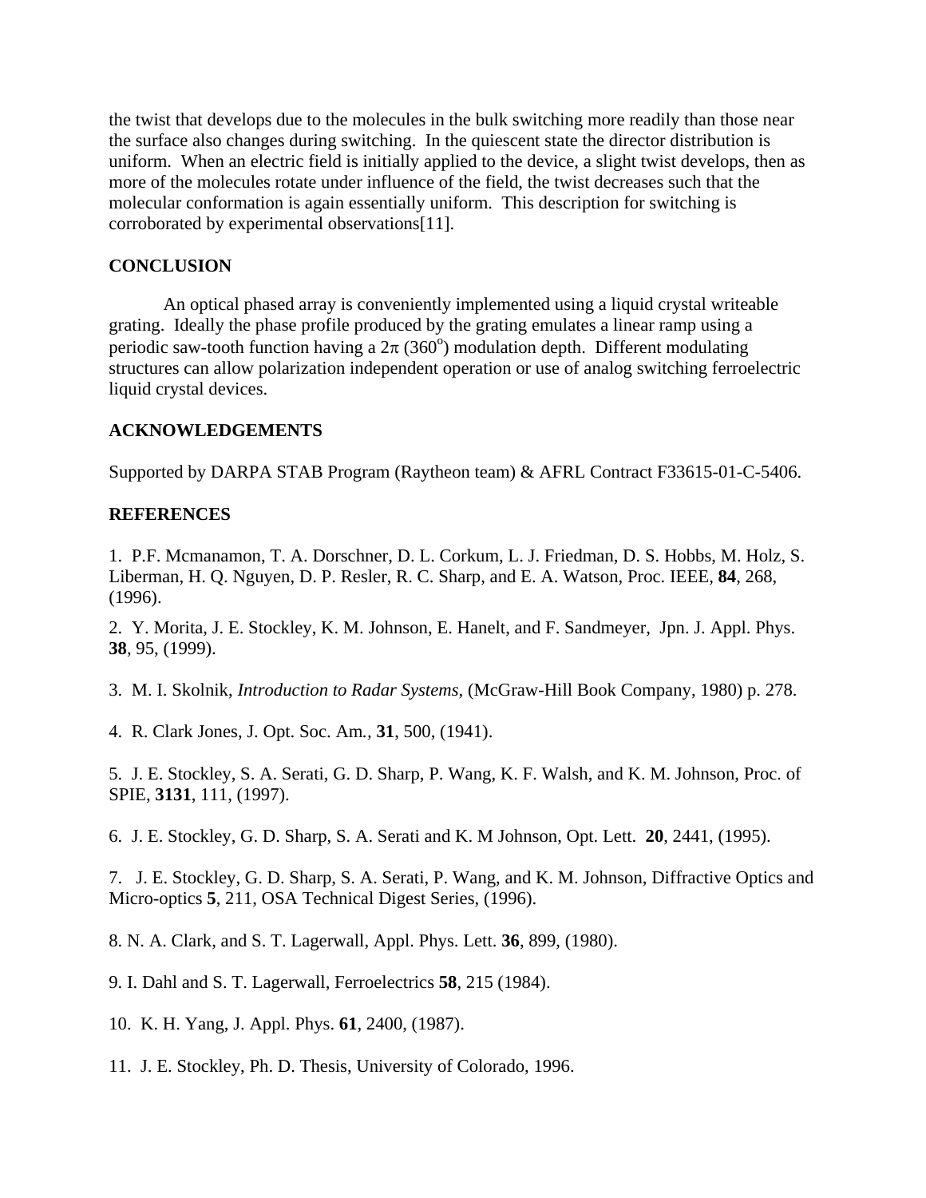the twist that develops due to the molecules in the bulk switching more readily than those near the surface also changes during switching. In the quiescent state the director distribution is uniform. When an electric field is initially applied to the device, a slight twist develops, then as more of the molecules rotate under influence of the field, the twist decreases such that the molecular conformation is again essentially uniform. This description for switching is corroborated by experimental observations[11].

## CONCLUSION

An optical phased array is conveniently implemented using a liquid crystal writeable grating. Ideally the phase profile produced by the grating emulates a linear ramp using a periodic saw-tooth function having a $2\pi$ ($360^o$) modulation depth. Different modulating structures can allow polarization independent operation or use of analog switching ferroelectric liquid crystal devices.

## ACKNOWLEDGEMENTS

Supported by DARPA STAB Program (Raytheon team) & AFRL Contract F33615-01-C-5406.

## REFERENCES

1. P.F. Mcmanamon, T. A. Dorschner, D. L. Corkum, L. J. Friedman, D. S. Hobbs, M. Holz, S. Liberman, H. Q. Nguyen, D. P. Resler, R. C. Sharp, and E. A. Watson, Proc. IEEE, **84**, 268, (1996).

2. Y. Morita, J. E. Stockley, K. M. Johnson, E. Hanelt, and F. Sandmeyer, Jpn. J. Appl. Phys. **38**, 95, (1999).

3. M. I. Skolnik, *Introduction to Radar Systems*, (McGraw-Hill Book Company, 1980) p. 278.

4. R. Clark Jones, J. Opt. Soc. Am., **31**, 500, (1941).

5. J. E. Stockley, S. A. Serati, G. D. Sharp, P. Wang, K. F. Walsh, and K. M. Johnson, Proc. of SPIE, **3131**, 111, (1997).

6. J. E. Stockley, G. D. Sharp, S. A. Serati and K. M Johnson, Opt. Lett. **20**, 2441, (1995).

7. J. E. Stockley, G. D. Sharp, S. A. Serati, P. Wang, and K. M. Johnson, Diffractive Optics and Micro-optics **5**, 211, OSA Technical Digest Series, (1996).

8. N. A. Clark, and S. T. Lagerwall, Appl. Phys. Lett. **36**, 899, (1980).

9. I. Dahl and S. T. Lagerwall, Ferroelectrics **58**, 215 (1984).

10. K. H. Yang, J. Appl. Phys. **61**, 2400, (1987).

11. J. E. Stockley, Ph. D. Thesis, University of Colorado, 1996.